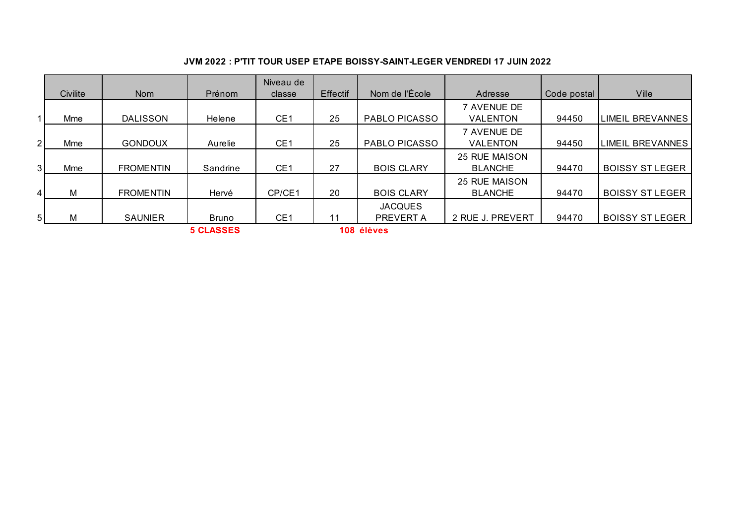**JVM 2022 : P'TIT TOUR USEP ETAPE BOISSY-SAINT-LEGER VENDREDI 17 JUIN 2022**

| | Civilite | Nom | Prénom | Niveau de classe | Effectif | Nom de l'Ècole | Adresse | Code postal | Ville |
|---|---|---|---|---|---|---|---|---|---|
| 1 | Mme | DALISSON | Helene | CE1 | 25 | PABLO PICASSO | 7 AVENUE DE VALENTON | 94450 | LIMEIL BREVANNES |
| 2 | Mme | GONDOUX | Aurelie | CE1 | 25 | PABLO PICASSO | 7 AVENUE DE VALENTON | 94450 | LIMEIL BREVANNES |
| 3 | Mme | FROMENTIN | Sandrine | CE1 | 27 | BOIS CLARY | 25 RUE MAISON BLANCHE | 94470 | BOISSY ST LEGER |
| 4 | M | FROMENTIN | Hervé | CP/CE1 | 20 | BOIS CLARY | 25 RUE MAISON BLANCHE | 94470 | BOISSY ST LEGER |
| 5 | M | SAUNIER | Bruno | CE1 | 11 | JACQUES PREVERT A | 2 RUE J. PREVERT | 94470 | BOISSY ST LEGER |
| | | | **5 CLASSES** | | **108 élèves** | | | | |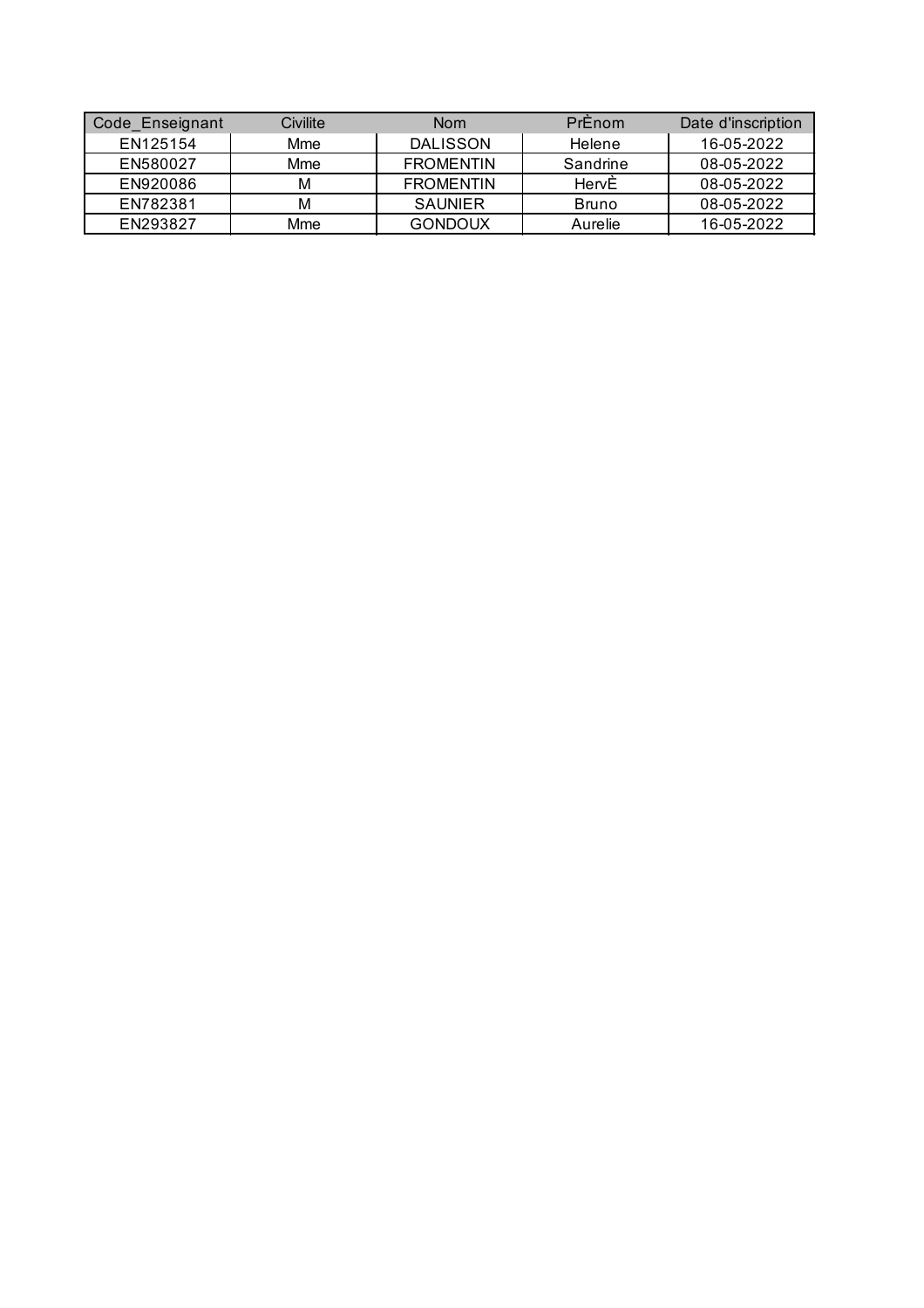| Code_Enseignant | Civilite | Nom | PrÈnom | Date d'inscription |
| --- | --- | --- | --- | --- |
| EN125154 | Mme | DALISSON | Helene | 16-05-2022 |
| EN580027 | Mme | FROMENTIN | Sandrine | 08-05-2022 |
| EN920086 | M | FROMENTIN | HervÈ | 08-05-2022 |
| EN782381 | M | SAUNIER | Bruno | 08-05-2022 |
| EN293827 | Mme | GONDOUX | Aurelie | 16-05-2022 |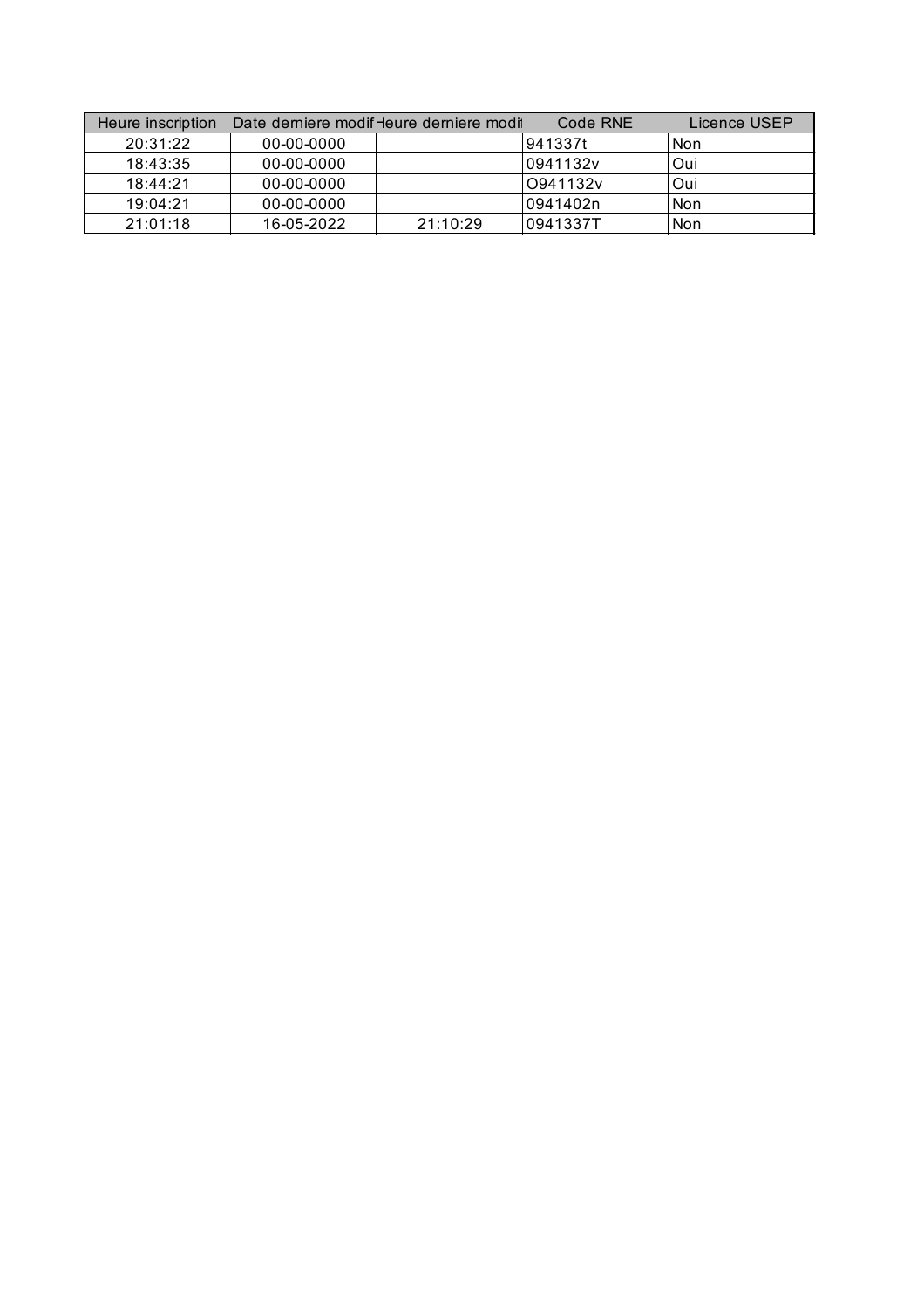| Heure inscription | Date derniere modif | Heure derniere modif | Code RNE | Licence USEP |
| --- | --- | --- | --- | --- |
| 20:31:22 | 00-00-0000 | | 941337t | Non |
| 18:43:35 | 00-00-0000 | | 0941132v | Oui |
| 18:44:21 | 00-00-0000 | | O941132v | Oui |
| 19:04:21 | 00-00-0000 | | 0941402n | Non |
| 21:01:18 | 16-05-2022 | 21:10:29 | 0941337T | Non |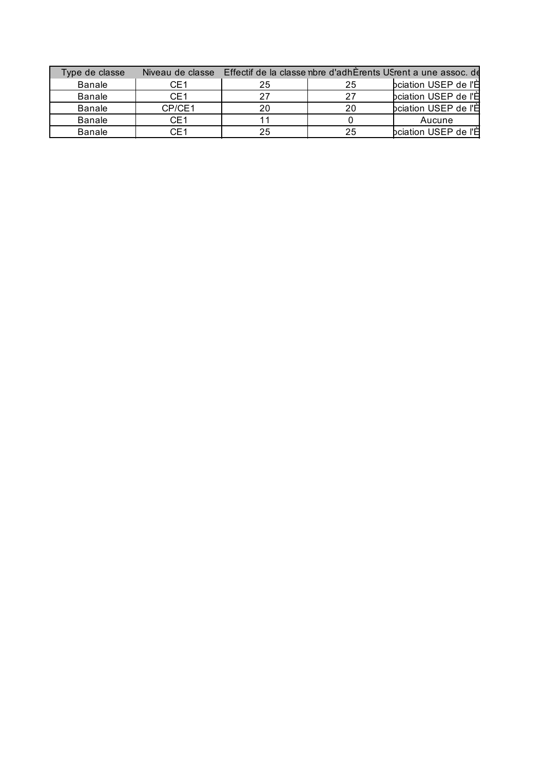| Type de classe | Niveau de classe | Effectif de la classe | nbre d'adhÈrents US | rent a une assoc. de |
|---|---|---|---|---|
| Banale | CE1 | 25 | 25 | ociation USEP de l'È |
| Banale | CE1 | 27 | 27 | ociation USEP de l'È |
| Banale | CP/CE1 | 20 | 20 | ociation USEP de l'È |
| Banale | CE1 | 11 | 0 | Aucune |
| Banale | CE1 | 25 | 25 | ociation USEP de l'È |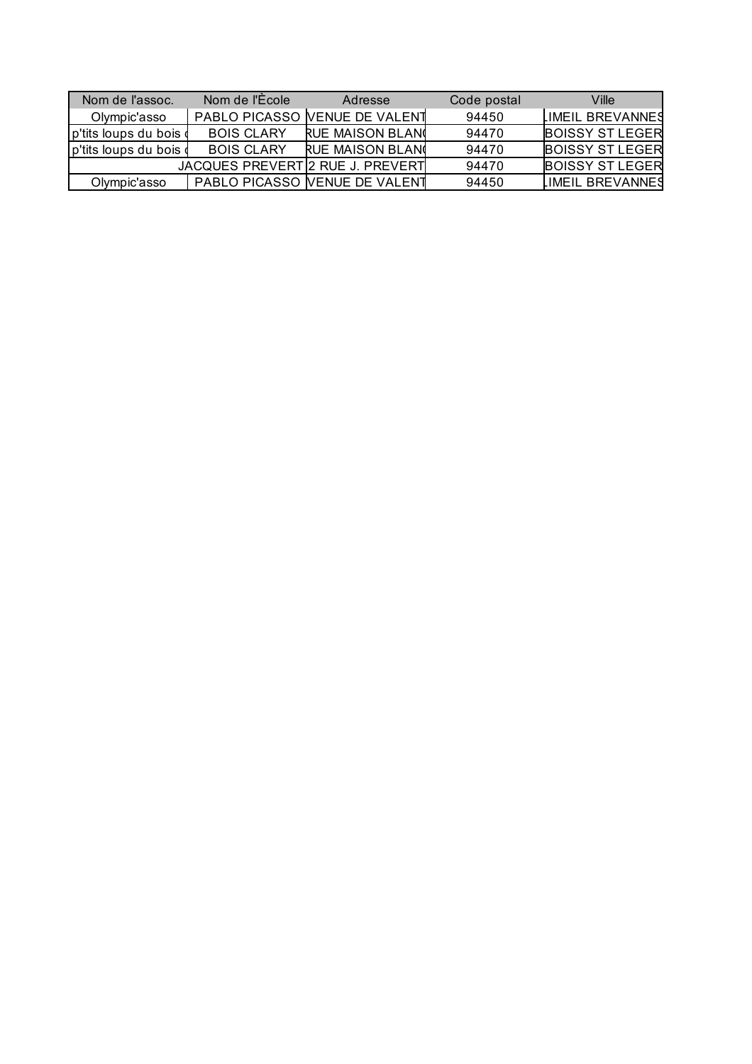| Nom de l'assoc. | Nom de l'Ècole | Adresse | Code postal | Ville |
|---|---|---|---|---|
| Olympic'asso | PABLO PICASSO | VENUE DE VALENT | 94450 | LIMEIL BREVANNES |
| p'tits loups du bois d | BOIS CLARY | RUE MAISON BLANC | 94470 | BOISSY ST LEGER |
| p'tits loups du bois d | BOIS CLARY | RUE MAISON BLANC | 94470 | BOISSY ST LEGER |
| | JACQUES PREVERT | 2 RUE J. PREVERT | 94470 | BOISSY ST LEGER |
| Olympic'asso | PABLO PICASSO | VENUE DE VALENT | 94450 | LIMEIL BREVANNES |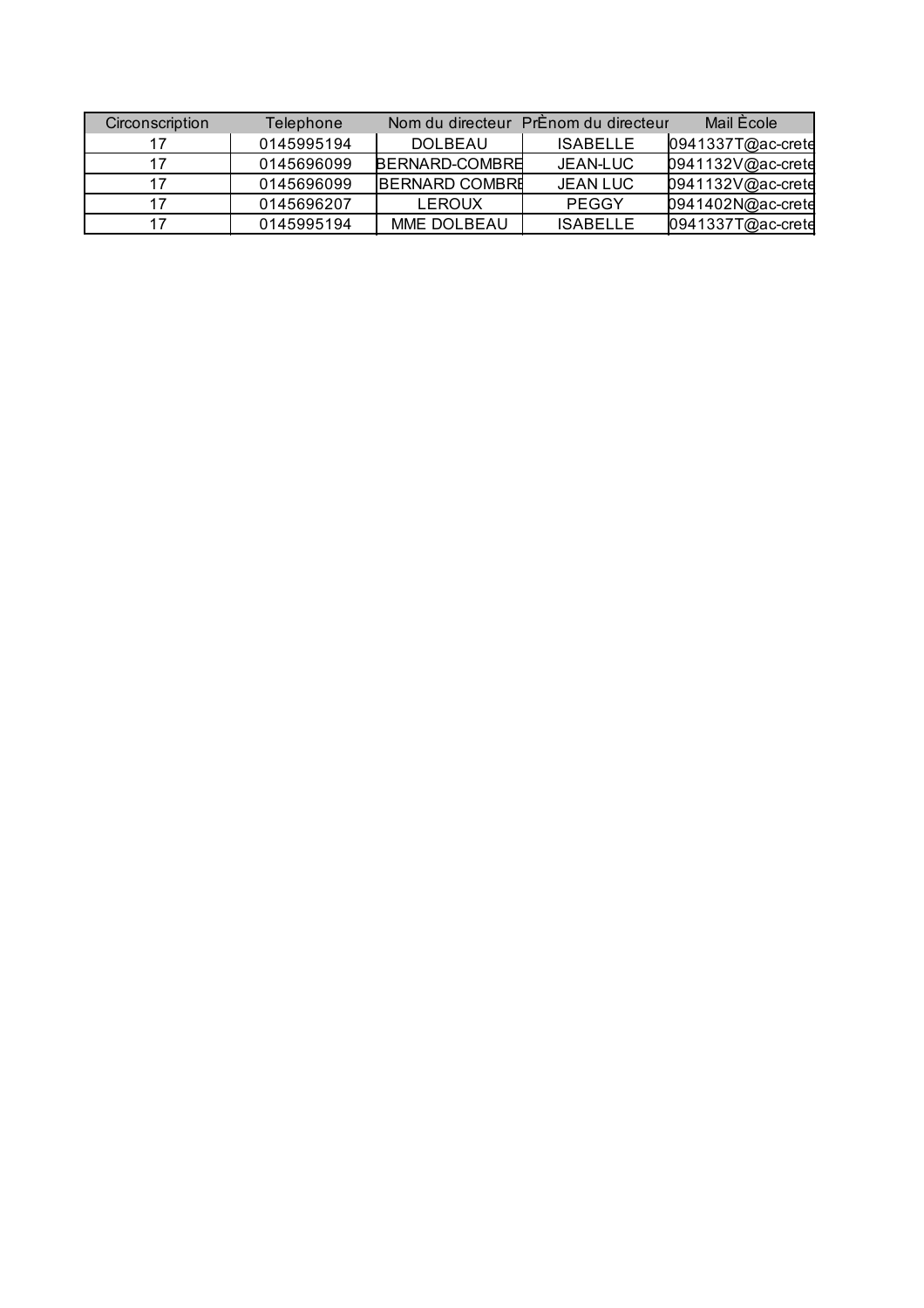| Circonscription | Telephone | Nom du directeur | PrÈnom du directeur | Mail Ècole |
|---|---|---|---|---|
| 17 | 0145995194 | DOLBEAU | ISABELLE | 0941337T@ac-crete |
| 17 | 0145696099 | BERNARD-COMBRE | JEAN-LUC | 0941132V@ac-crete |
| 17 | 0145696099 | BERNARD COMBRE | JEAN LUC | 0941132V@ac-crete |
| 17 | 0145696207 | LEROUX | PEGGY | 0941402N@ac-crete |
| 17 | 0145995194 | MME DOLBEAU | ISABELLE | 0941337T@ac-crete |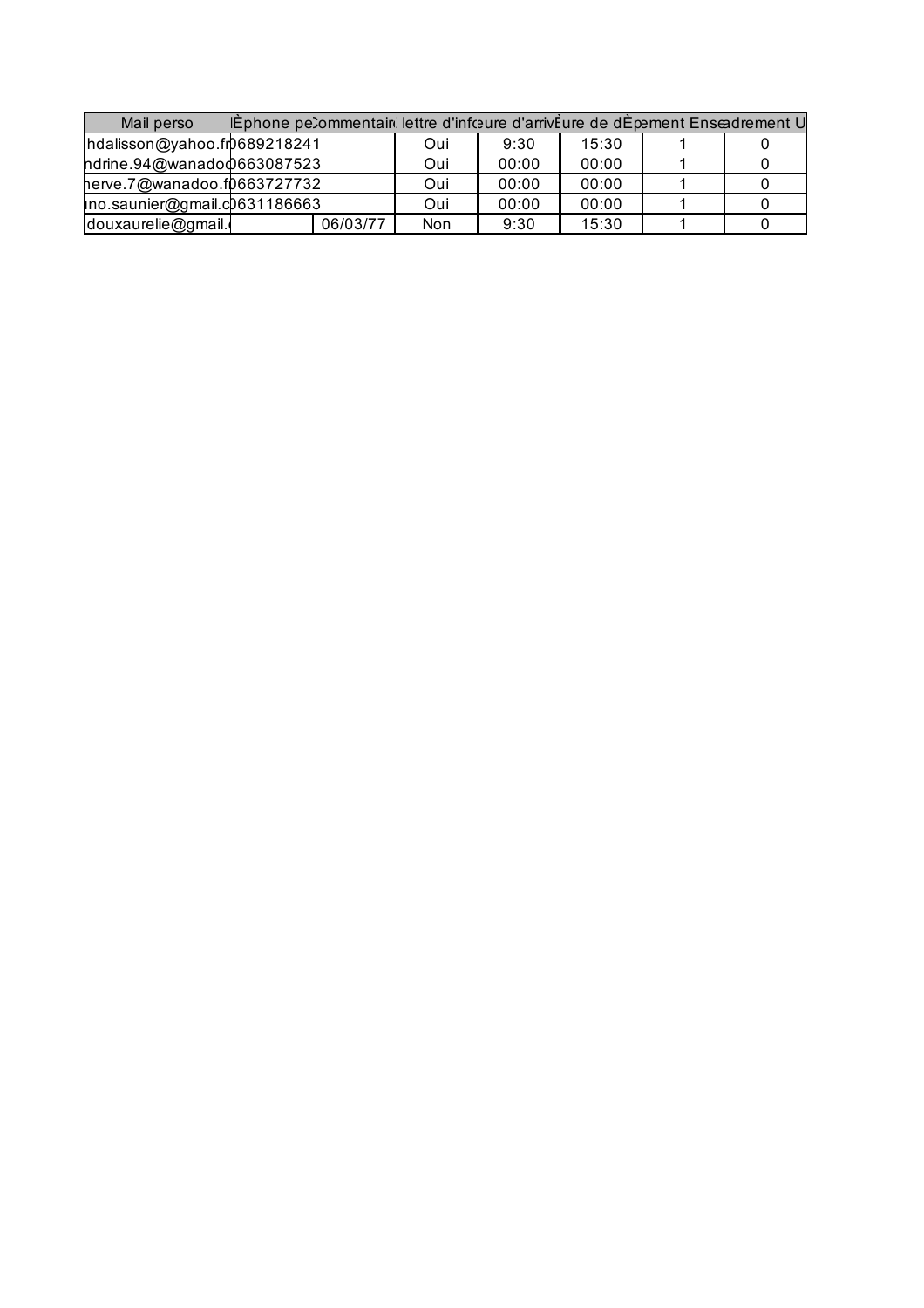| Mail perso | lÈphone pe | Commentair | lettre d'infc | eure d'arriv | ure de dÈp | ement Ense | adrement U |
|---|---|---|---|---|---|---|---|
| hdalisson@yahoo.fr | 0689218241 | | Oui | 9:30 | 15:30 | 1 | 0 |
| ndrine.94@wanadoo | 0663087523 | | Oui | 00:00 | 00:00 | 1 | 0 |
| herve.7@wanadoo.f | 0663727732 | | Oui | 00:00 | 00:00 | 1 | 0 |
| uno.saunier@gmail.c | 0631186663 | | Oui | 00:00 | 00:00 | 1 | 0 |
| douxaurelie@gmail. | | 06/03/77 | Non | 9:30 | 15:30 | 1 | 0 |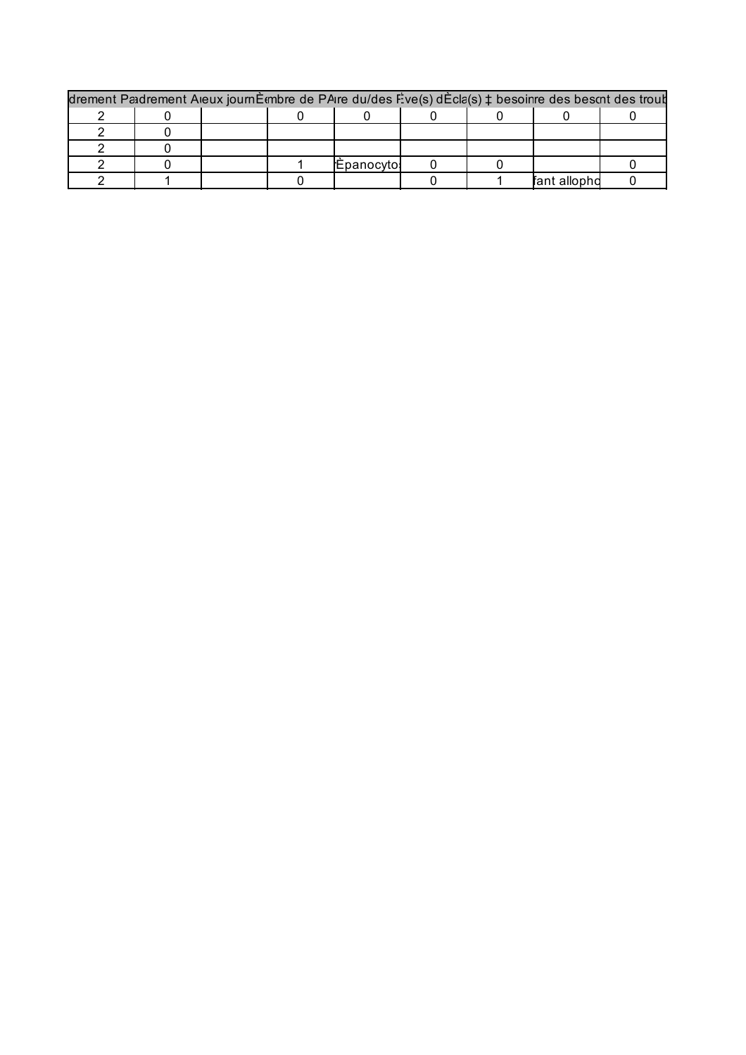| drement Pa | drement A | ieux journ | Èmbre de P | Aire du/des F | Eve(s) dÈcla | (s) ‡ besoin | re des beso | nt des troub |
|---|---|---|---|---|---|---|---|---|
| 2 | 0 | | 0 | 0 | 0 | 0 | 0 | 0 |
| 2 | 0 | | | | | | | |
| 2 | 0 | | | | | | | |
| 2 | 0 | | 1 | Èpanocyto | 0 | 0 | | 0 |
| 2 | 1 | | 0 | | 0 | 1 | fant allopho | 0 |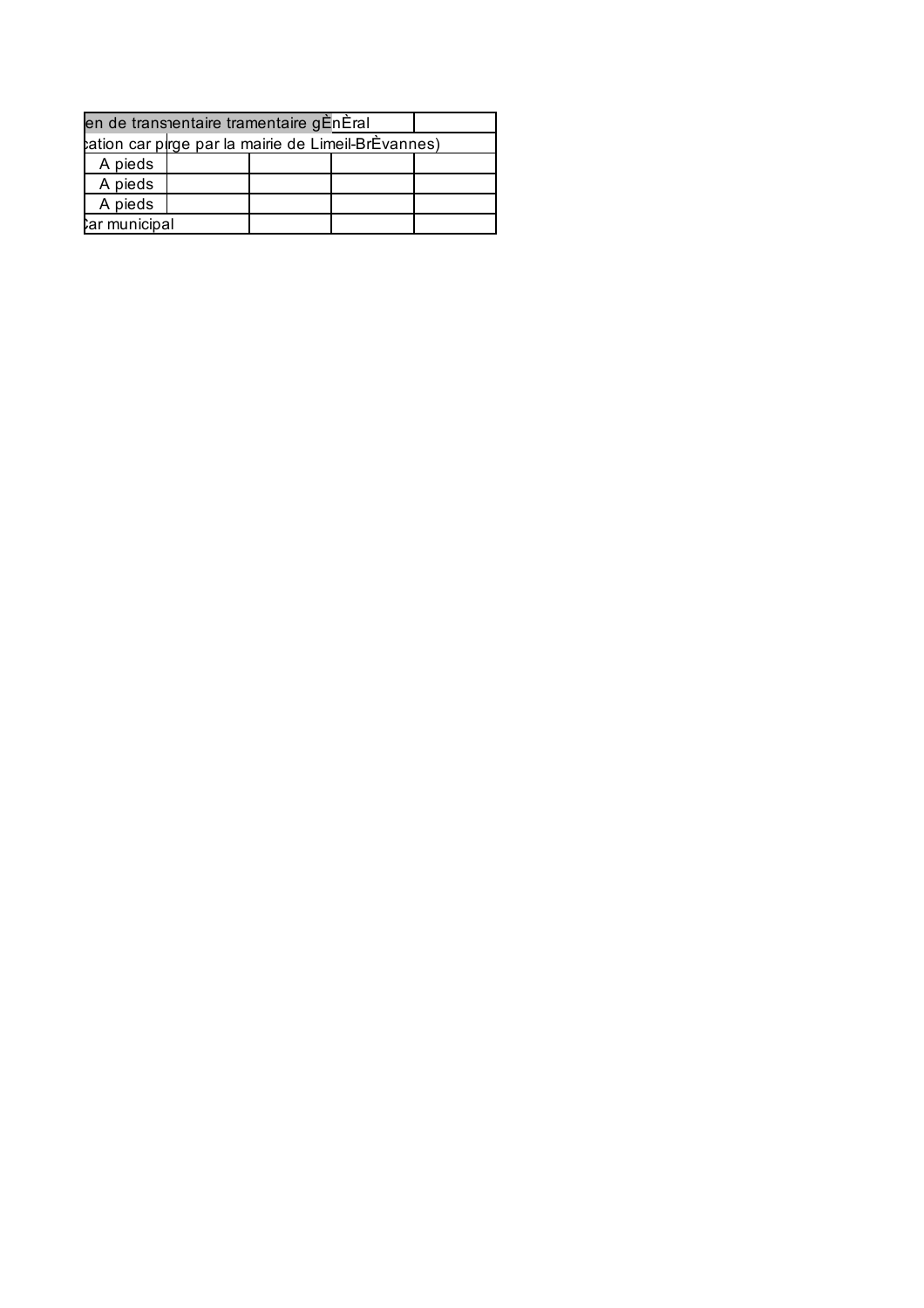| en de trans | nentaire tramentaire gÈnÈral | | | |
|---|---|---|---|---|
| cation car p | rge par la mairie de Limeil-BrÈvannes) | | | |
| A pieds | | | | |
| A pieds | | | | |
| A pieds | | | | |
| Car municipal | | | | |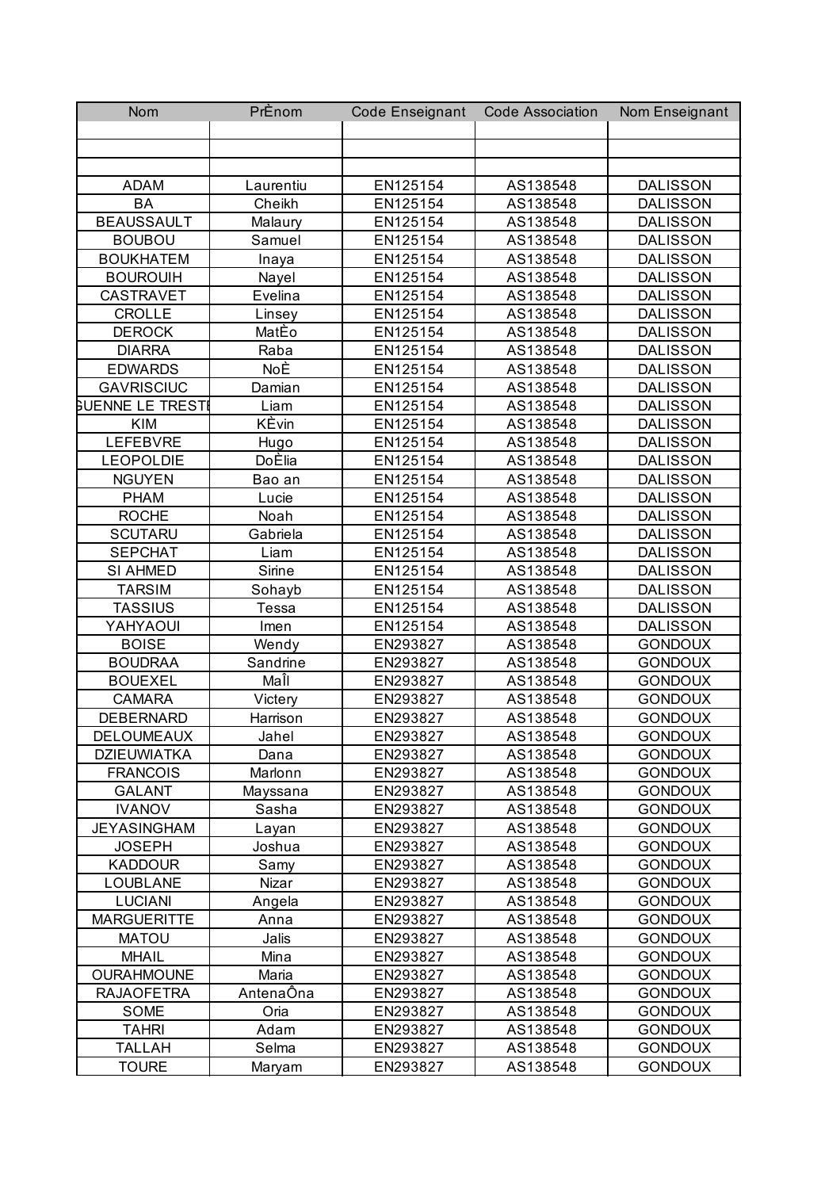| Nom | PrÈnom | Code Enseignant | Code Association | Nom Enseignant |
|---|---|---|---|---|
| | | | | |
| | | | | |
| | | | | |
| ADAM | Laurentiu | EN125154 | AS138548 | DALISSON |
| BA | Cheikh | EN125154 | AS138548 | DALISSON |
| BEAUSSAULT | Malaury | EN125154 | AS138548 | DALISSON |
| BOUBOU | Samuel | EN125154 | AS138548 | DALISSON |
| BOUKHATEM | Inaya | EN125154 | AS138548 | DALISSON |
| BOUROUIH | Nayel | EN125154 | AS138548 | DALISSON |
| CASTRAVET | Evelina | EN125154 | AS138548 | DALISSON |
| CROLLE | Linsey | EN125154 | AS138548 | DALISSON |
| DEROCK | MatÈo | EN125154 | AS138548 | DALISSON |
| DIARRA | Raba | EN125154 | AS138548 | DALISSON |
| EDWARDS | NoÈ | EN125154 | AS138548 | DALISSON |
| GAVRISCIUC | Damian | EN125154 | AS138548 | DALISSON |
| GUENNE LE TRESTE | Liam | EN125154 | AS138548 | DALISSON |
| KIM | KÈvin | EN125154 | AS138548 | DALISSON |
| LEFEBVRE | Hugo | EN125154 | AS138548 | DALISSON |
| LEOPOLDIE | DoÈlia | EN125154 | AS138548 | DALISSON |
| NGUYEN | Bao an | EN125154 | AS138548 | DALISSON |
| PHAM | Lucie | EN125154 | AS138548 | DALISSON |
| ROCHE | Noah | EN125154 | AS138548 | DALISSON |
| SCUTARU | Gabriela | EN125154 | AS138548 | DALISSON |
| SEPCHAT | Liam | EN125154 | AS138548 | DALISSON |
| SI AHMED | Sirine | EN125154 | AS138548 | DALISSON |
| TARSIM | Sohayb | EN125154 | AS138548 | DALISSON |
| TASSIUS | Tessa | EN125154 | AS138548 | DALISSON |
| YAHYAOUI | Imen | EN125154 | AS138548 | DALISSON |
| BOISE | Wendy | EN293827 | AS138548 | GONDOUX |
| BOUDRAA | Sandrine | EN293827 | AS138548 | GONDOUX |
| BOUEXEL | MaÎl | EN293827 | AS138548 | GONDOUX |
| CAMARA | Victery | EN293827 | AS138548 | GONDOUX |
| DEBERNARD | Harrison | EN293827 | AS138548 | GONDOUX |
| DELOUMEAUX | Jahel | EN293827 | AS138548 | GONDOUX |
| DZIEUWIATKA | Dana | EN293827 | AS138548 | GONDOUX |
| FRANCOIS | Marlonn | EN293827 | AS138548 | GONDOUX |
| GALANT | Mayssana | EN293827 | AS138548 | GONDOUX |
| IVANOV | Sasha | EN293827 | AS138548 | GONDOUX |
| JEYASINGHAM | Layan | EN293827 | AS138548 | GONDOUX |
| JOSEPH | Joshua | EN293827 | AS138548 | GONDOUX |
| KADDOUR | Samy | EN293827 | AS138548 | GONDOUX |
| LOUBLANE | Nizar | EN293827 | AS138548 | GONDOUX |
| LUCIANI | Angela | EN293827 | AS138548 | GONDOUX |
| MARGUERITTE | Anna | EN293827 | AS138548 | GONDOUX |
| MATOU | Jalis | EN293827 | AS138548 | GONDOUX |
| MHAIL | Mina | EN293827 | AS138548 | GONDOUX |
| OURAHMOUNE | Maria | EN293827 | AS138548 | GONDOUX |
| RAJAOFETRA | AntenaÔna | EN293827 | AS138548 | GONDOUX |
| SOME | Oria | EN293827 | AS138548 | GONDOUX |
| TAHRI | Adam | EN293827 | AS138548 | GONDOUX |
| TALLAH | Selma | EN293827 | AS138548 | GONDOUX |
| TOURE | Maryam | EN293827 | AS138548 | GONDOUX |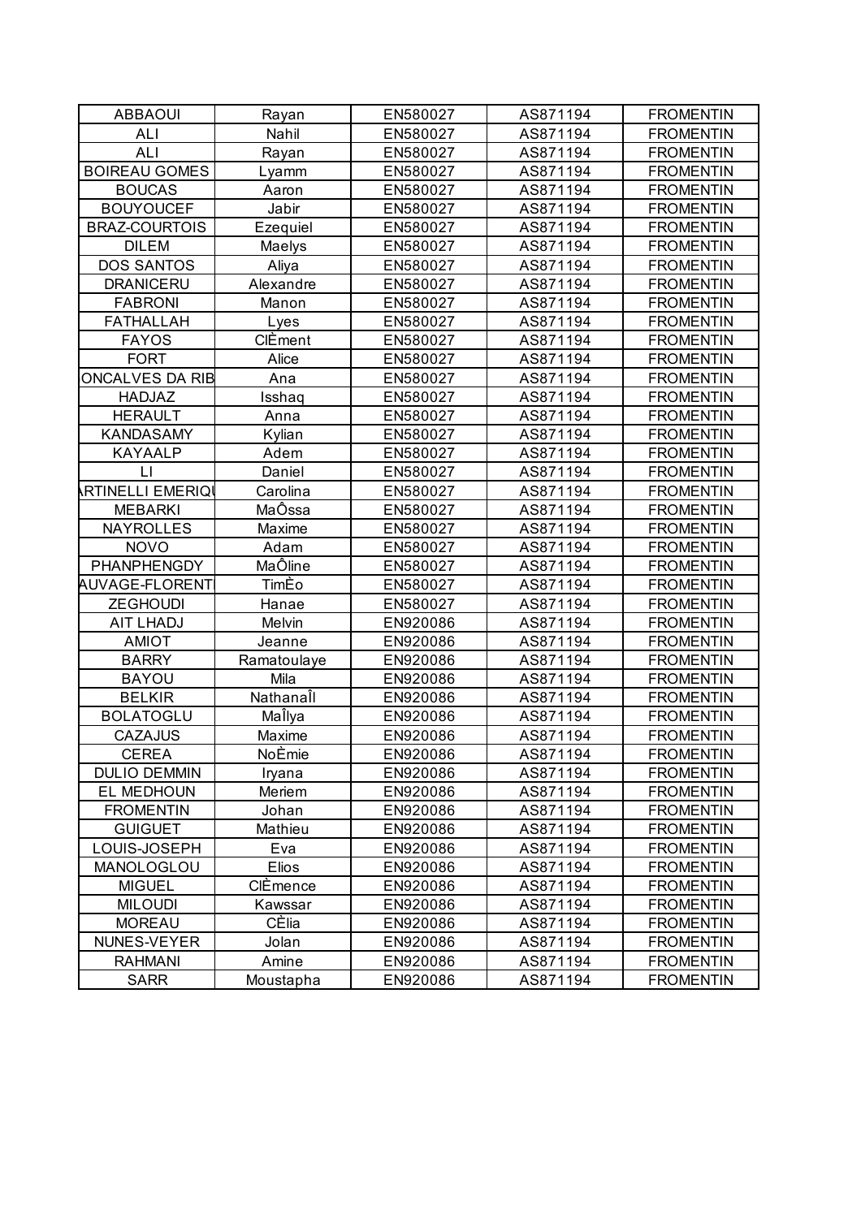| ABBAOUI | Rayan | EN580027 | AS871194 | FROMENTIN |
|---|---|---|---|---|
| ALI | Nahil | EN580027 | AS871194 | FROMENTIN |
| ALI | Rayan | EN580027 | AS871194 | FROMENTIN |
| BOIREAU GOMES | Lyamm | EN580027 | AS871194 | FROMENTIN |
| BOUCAS | Aaron | EN580027 | AS871194 | FROMENTIN |
| BOUYOUCEF | Jabir | EN580027 | AS871194 | FROMENTIN |
| BRAZ-COURTOIS | Ezequiel | EN580027 | AS871194 | FROMENTIN |
| DILEM | Maelys | EN580027 | AS871194 | FROMENTIN |
| DOS SANTOS | Aliya | EN580027 | AS871194 | FROMENTIN |
| DRANICERU | Alexandre | EN580027 | AS871194 | FROMENTIN |
| FABRONI | Manon | EN580027 | AS871194 | FROMENTIN |
| FATHALLAH | Lyes | EN580027 | AS871194 | FROMENTIN |
| FAYOS | ClÈment | EN580027 | AS871194 | FROMENTIN |
| FORT | Alice | EN580027 | AS871194 | FROMENTIN |
| ONCALVES DA RIB | Ana | EN580027 | AS871194 | FROMENTIN |
| HADJAZ | Isshaq | EN580027 | AS871194 | FROMENTIN |
| HERAULT | Anna | EN580027 | AS871194 | FROMENTIN |
| KANDASAMY | Kylian | EN580027 | AS871194 | FROMENTIN |
| KAYAALP | Adem | EN580027 | AS871194 | FROMENTIN |
| LI | Daniel | EN580027 | AS871194 | FROMENTIN |
| RTINELLI EMERIQ | Carolina | EN580027 | AS871194 | FROMENTIN |
| MEBARKI | MaÔssa | EN580027 | AS871194 | FROMENTIN |
| NAYROLLES | Maxime | EN580027 | AS871194 | FROMENTIN |
| NOVO | Adam | EN580027 | AS871194 | FROMENTIN |
| PHANPHENGDY | MaÔline | EN580027 | AS871194 | FROMENTIN |
| AUVAGE-FLORENT | TimÈo | EN580027 | AS871194 | FROMENTIN |
| ZEGHOUDI | Hanae | EN580027 | AS871194 | FROMENTIN |
| AIT LHADJ | Melvin | EN920086 | AS871194 | FROMENTIN |
| AMIOT | Jeanne | EN920086 | AS871194 | FROMENTIN |
| BARRY | Ramatoulaye | EN920086 | AS871194 | FROMENTIN |
| BAYOU | Mila | EN920086 | AS871194 | FROMENTIN |
| BELKIR | NathanaÎl | EN920086 | AS871194 | FROMENTIN |
| BOLATOGLU | MaÎlya | EN920086 | AS871194 | FROMENTIN |
| CAZAJUS | Maxime | EN920086 | AS871194 | FROMENTIN |
| CEREA | NoÈmie | EN920086 | AS871194 | FROMENTIN |
| DULIO DEMMIN | Iryana | EN920086 | AS871194 | FROMENTIN |
| EL MEDHOUN | Meriem | EN920086 | AS871194 | FROMENTIN |
| FROMENTIN | Johan | EN920086 | AS871194 | FROMENTIN |
| GUIGUET | Mathieu | EN920086 | AS871194 | FROMENTIN |
| LOUIS-JOSEPH | Eva | EN920086 | AS871194 | FROMENTIN |
| MANOLOGLOU | Elios | EN920086 | AS871194 | FROMENTIN |
| MIGUEL | ClÈmence | EN920086 | AS871194 | FROMENTIN |
| MILOUDI | Kawssar | EN920086 | AS871194 | FROMENTIN |
| MOREAU | CÈlia | EN920086 | AS871194 | FROMENTIN |
| NUNES-VEYER | Jolan | EN920086 | AS871194 | FROMENTIN |
| RAHMANI | Amine | EN920086 | AS871194 | FROMENTIN |
| SARR | Moustapha | EN920086 | AS871194 | FROMENTIN |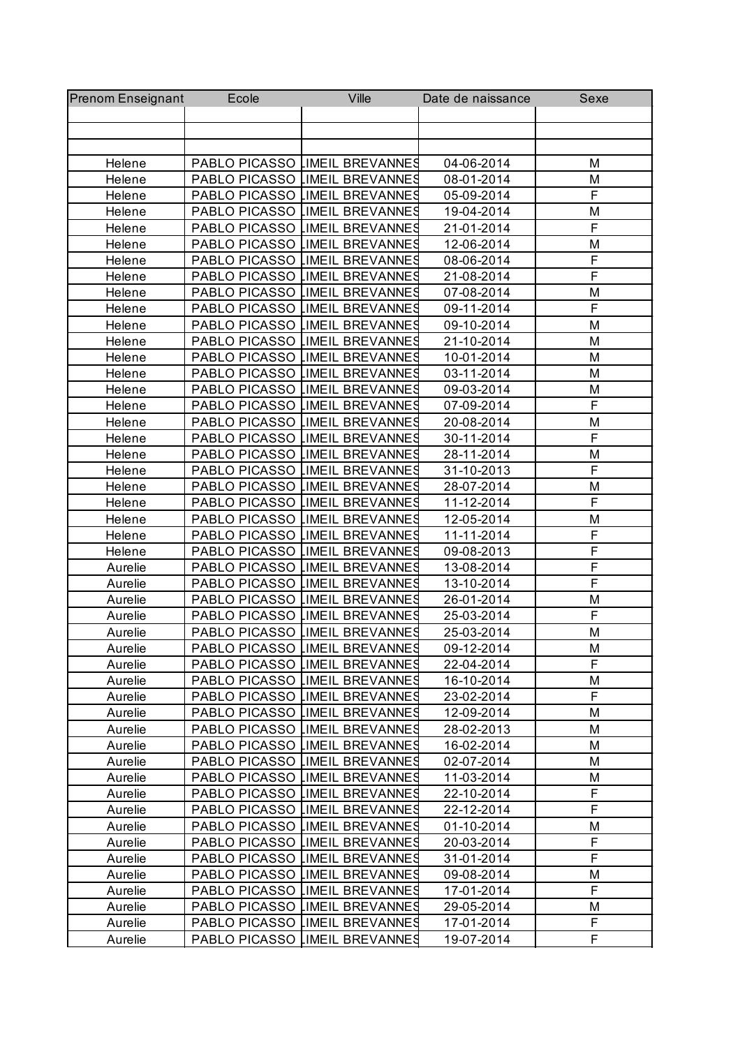| Prenom Enseignant | Ecole | Ville | Date de naissance | Sexe |
|---|---|---|---|---|
| | | | | |
| | | | | |
| | | | | |
| Helene | PABLO PICASSO | LIMEIL BREVANNES | 04-06-2014 | M |
| Helene | PABLO PICASSO | LIMEIL BREVANNES | 08-01-2014 | M |
| Helene | PABLO PICASSO | LIMEIL BREVANNES | 05-09-2014 | F |
| Helene | PABLO PICASSO | LIMEIL BREVANNES | 19-04-2014 | M |
| Helene | PABLO PICASSO | LIMEIL BREVANNES | 21-01-2014 | F |
| Helene | PABLO PICASSO | LIMEIL BREVANNES | 12-06-2014 | M |
| Helene | PABLO PICASSO | LIMEIL BREVANNES | 08-06-2014 | F |
| Helene | PABLO PICASSO | LIMEIL BREVANNES | 21-08-2014 | F |
| Helene | PABLO PICASSO | LIMEIL BREVANNES | 07-08-2014 | M |
| Helene | PABLO PICASSO | LIMEIL BREVANNES | 09-11-2014 | F |
| Helene | PABLO PICASSO | LIMEIL BREVANNES | 09-10-2014 | M |
| Helene | PABLO PICASSO | LIMEIL BREVANNES | 21-10-2014 | M |
| Helene | PABLO PICASSO | LIMEIL BREVANNES | 10-01-2014 | M |
| Helene | PABLO PICASSO | LIMEIL BREVANNES | 03-11-2014 | M |
| Helene | PABLO PICASSO | LIMEIL BREVANNES | 09-03-2014 | M |
| Helene | PABLO PICASSO | LIMEIL BREVANNES | 07-09-2014 | F |
| Helene | PABLO PICASSO | LIMEIL BREVANNES | 20-08-2014 | M |
| Helene | PABLO PICASSO | LIMEIL BREVANNES | 30-11-2014 | F |
| Helene | PABLO PICASSO | LIMEIL BREVANNES | 28-11-2014 | M |
| Helene | PABLO PICASSO | LIMEIL BREVANNES | 31-10-2013 | F |
| Helene | PABLO PICASSO | LIMEIL BREVANNES | 28-07-2014 | M |
| Helene | PABLO PICASSO | LIMEIL BREVANNES | 11-12-2014 | F |
| Helene | PABLO PICASSO | LIMEIL BREVANNES | 12-05-2014 | M |
| Helene | PABLO PICASSO | LIMEIL BREVANNES | 11-11-2014 | F |
| Helene | PABLO PICASSO | LIMEIL BREVANNES | 09-08-2013 | F |
| Aurelie | PABLO PICASSO | LIMEIL BREVANNES | 13-08-2014 | F |
| Aurelie | PABLO PICASSO | LIMEIL BREVANNES | 13-10-2014 | F |
| Aurelie | PABLO PICASSO | LIMEIL BREVANNES | 26-01-2014 | M |
| Aurelie | PABLO PICASSO | LIMEIL BREVANNES | 25-03-2014 | F |
| Aurelie | PABLO PICASSO | LIMEIL BREVANNES | 25-03-2014 | M |
| Aurelie | PABLO PICASSO | LIMEIL BREVANNES | 09-12-2014 | M |
| Aurelie | PABLO PICASSO | LIMEIL BREVANNES | 22-04-2014 | F |
| Aurelie | PABLO PICASSO | LIMEIL BREVANNES | 16-10-2014 | M |
| Aurelie | PABLO PICASSO | LIMEIL BREVANNES | 23-02-2014 | F |
| Aurelie | PABLO PICASSO | LIMEIL BREVANNES | 12-09-2014 | M |
| Aurelie | PABLO PICASSO | LIMEIL BREVANNES | 28-02-2013 | M |
| Aurelie | PABLO PICASSO | LIMEIL BREVANNES | 16-02-2014 | M |
| Aurelie | PABLO PICASSO | LIMEIL BREVANNES | 02-07-2014 | M |
| Aurelie | PABLO PICASSO | LIMEIL BREVANNES | 11-03-2014 | M |
| Aurelie | PABLO PICASSO | LIMEIL BREVANNES | 22-10-2014 | F |
| Aurelie | PABLO PICASSO | LIMEIL BREVANNES | 22-12-2014 | F |
| Aurelie | PABLO PICASSO | LIMEIL BREVANNES | 01-10-2014 | M |
| Aurelie | PABLO PICASSO | LIMEIL BREVANNES | 20-03-2014 | F |
| Aurelie | PABLO PICASSO | LIMEIL BREVANNES | 31-01-2014 | F |
| Aurelie | PABLO PICASSO | LIMEIL BREVANNES | 09-08-2014 | M |
| Aurelie | PABLO PICASSO | LIMEIL BREVANNES | 17-01-2014 | F |
| Aurelie | PABLO PICASSO | LIMEIL BREVANNES | 29-05-2014 | M |
| Aurelie | PABLO PICASSO | LIMEIL BREVANNES | 17-01-2014 | F |
| Aurelie | PABLO PICASSO | LIMEIL BREVANNES | 19-07-2014 | F |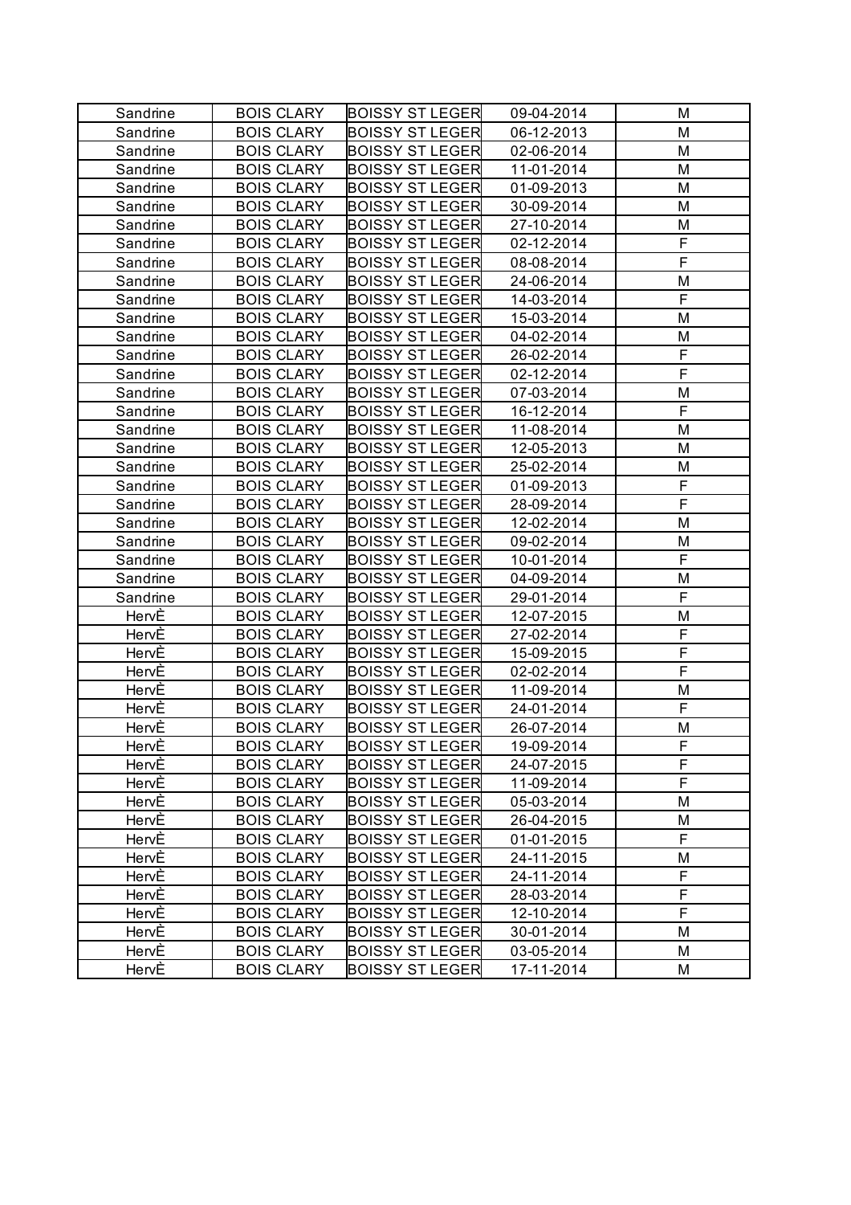| Sandrine | BOIS CLARY | BOISSY ST LEGER | 09-04-2014 | M |
|---|---|---|---|---|
| Sandrine | BOIS CLARY | BOISSY ST LEGER | 06-12-2013 | M |
| Sandrine | BOIS CLARY | BOISSY ST LEGER | 02-06-2014 | M |
| Sandrine | BOIS CLARY | BOISSY ST LEGER | 11-01-2014 | M |
| Sandrine | BOIS CLARY | BOISSY ST LEGER | 01-09-2013 | M |
| Sandrine | BOIS CLARY | BOISSY ST LEGER | 30-09-2014 | M |
| Sandrine | BOIS CLARY | BOISSY ST LEGER | 27-10-2014 | M |
| Sandrine | BOIS CLARY | BOISSY ST LEGER | 02-12-2014 | F |
| Sandrine | BOIS CLARY | BOISSY ST LEGER | 08-08-2014 | F |
| Sandrine | BOIS CLARY | BOISSY ST LEGER | 24-06-2014 | M |
| Sandrine | BOIS CLARY | BOISSY ST LEGER | 14-03-2014 | F |
| Sandrine | BOIS CLARY | BOISSY ST LEGER | 15-03-2014 | M |
| Sandrine | BOIS CLARY | BOISSY ST LEGER | 04-02-2014 | M |
| Sandrine | BOIS CLARY | BOISSY ST LEGER | 26-02-2014 | F |
| Sandrine | BOIS CLARY | BOISSY ST LEGER | 02-12-2014 | F |
| Sandrine | BOIS CLARY | BOISSY ST LEGER | 07-03-2014 | M |
| Sandrine | BOIS CLARY | BOISSY ST LEGER | 16-12-2014 | F |
| Sandrine | BOIS CLARY | BOISSY ST LEGER | 11-08-2014 | M |
| Sandrine | BOIS CLARY | BOISSY ST LEGER | 12-05-2013 | M |
| Sandrine | BOIS CLARY | BOISSY ST LEGER | 25-02-2014 | M |
| Sandrine | BOIS CLARY | BOISSY ST LEGER | 01-09-2013 | F |
| Sandrine | BOIS CLARY | BOISSY ST LEGER | 28-09-2014 | F |
| Sandrine | BOIS CLARY | BOISSY ST LEGER | 12-02-2014 | M |
| Sandrine | BOIS CLARY | BOISSY ST LEGER | 09-02-2014 | M |
| Sandrine | BOIS CLARY | BOISSY ST LEGER | 10-01-2014 | F |
| Sandrine | BOIS CLARY | BOISSY ST LEGER | 04-09-2014 | M |
| Sandrine | BOIS CLARY | BOISSY ST LEGER | 29-01-2014 | F |
| HervÈ | BOIS CLARY | BOISSY ST LEGER | 12-07-2015 | M |
| HervÈ | BOIS CLARY | BOISSY ST LEGER | 27-02-2014 | F |
| HervÈ | BOIS CLARY | BOISSY ST LEGER | 15-09-2015 | F |
| HervÈ | BOIS CLARY | BOISSY ST LEGER | 02-02-2014 | F |
| HervÈ | BOIS CLARY | BOISSY ST LEGER | 11-09-2014 | M |
| HervÈ | BOIS CLARY | BOISSY ST LEGER | 24-01-2014 | F |
| HervÈ | BOIS CLARY | BOISSY ST LEGER | 26-07-2014 | M |
| HervÈ | BOIS CLARY | BOISSY ST LEGER | 19-09-2014 | F |
| HervÈ | BOIS CLARY | BOISSY ST LEGER | 24-07-2015 | F |
| HervÈ | BOIS CLARY | BOISSY ST LEGER | 11-09-2014 | F |
| HervÈ | BOIS CLARY | BOISSY ST LEGER | 05-03-2014 | M |
| HervÈ | BOIS CLARY | BOISSY ST LEGER | 26-04-2015 | M |
| HervÈ | BOIS CLARY | BOISSY ST LEGER | 01-01-2015 | F |
| HervÈ | BOIS CLARY | BOISSY ST LEGER | 24-11-2015 | M |
| HervÈ | BOIS CLARY | BOISSY ST LEGER | 24-11-2014 | F |
| HervÈ | BOIS CLARY | BOISSY ST LEGER | 28-03-2014 | F |
| HervÈ | BOIS CLARY | BOISSY ST LEGER | 12-10-2014 | F |
| HervÈ | BOIS CLARY | BOISSY ST LEGER | 30-01-2014 | M |
| HervÈ | BOIS CLARY | BOISSY ST LEGER | 03-05-2014 | M |
| HervÈ | BOIS CLARY | BOISSY ST LEGER | 17-11-2014 | M |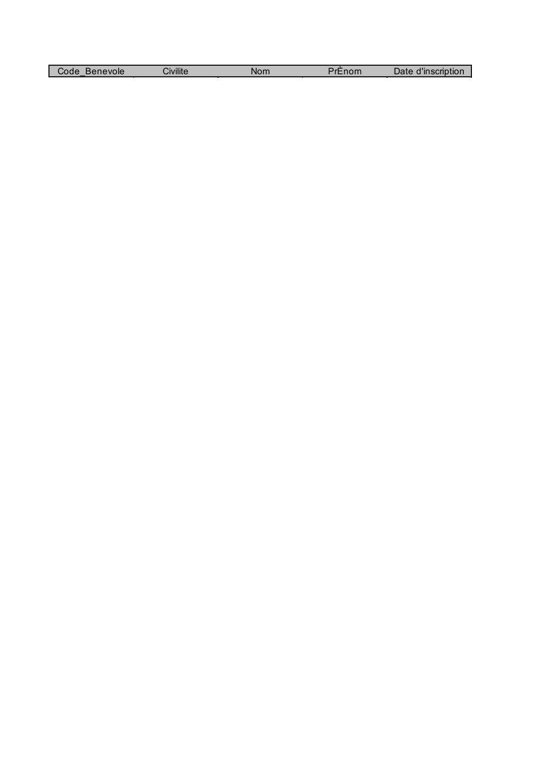| Code_Benevole | Civilite | Nom | PrÈnom | Date d'inscription |
| --- | --- | --- | --- | --- |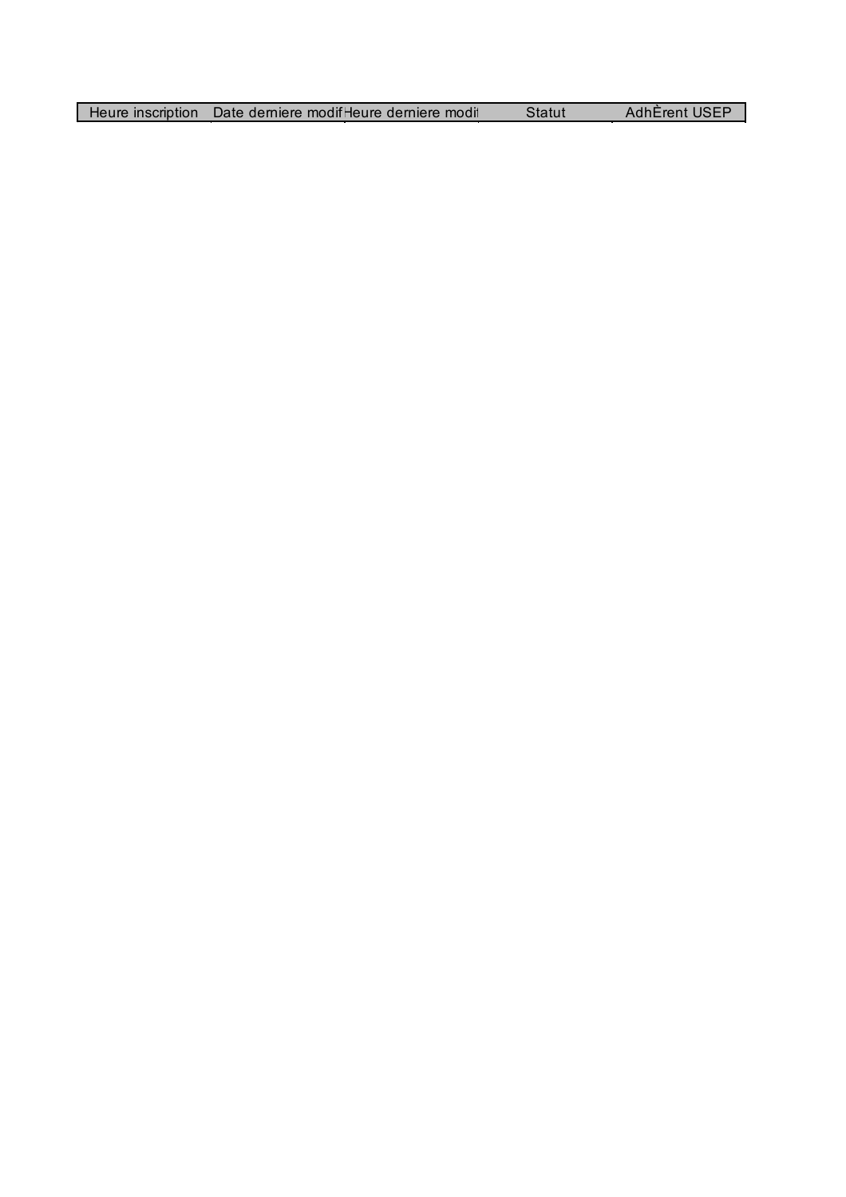| Heure inscription | Date derniere modif | Heure derniere modif | Statut | AdhÈrent USEP |
|---|---|---|---|---|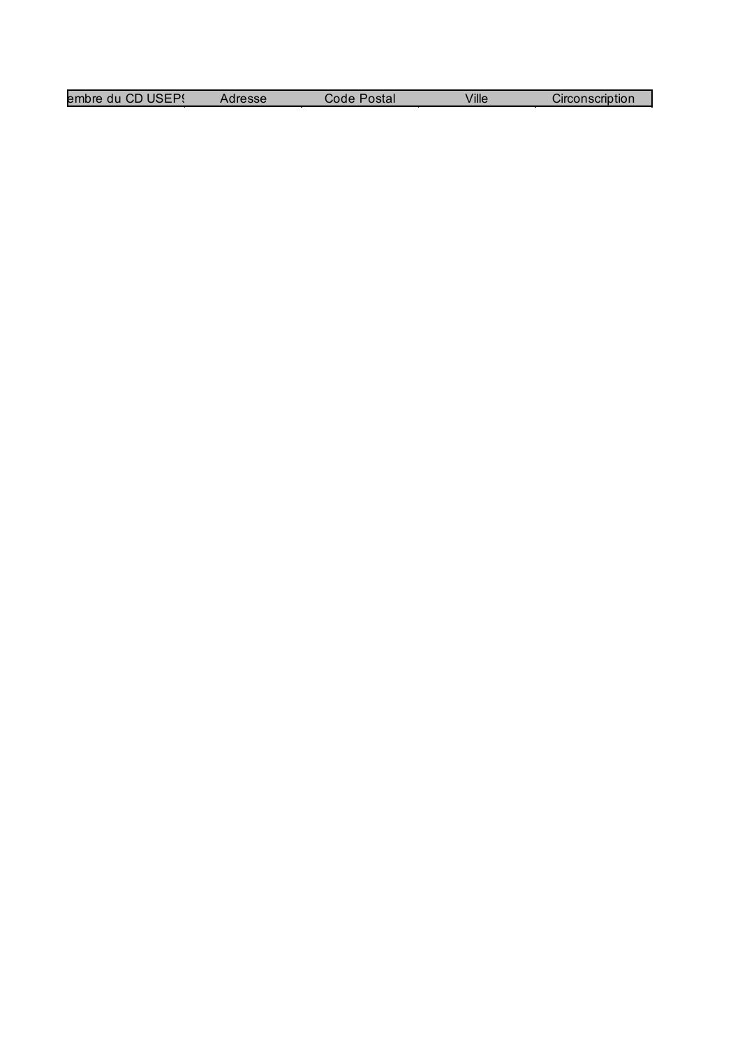| embre du CD USEP | Adresse | Code Postal | Ville | Circonscription |
|---|---|---|---|---|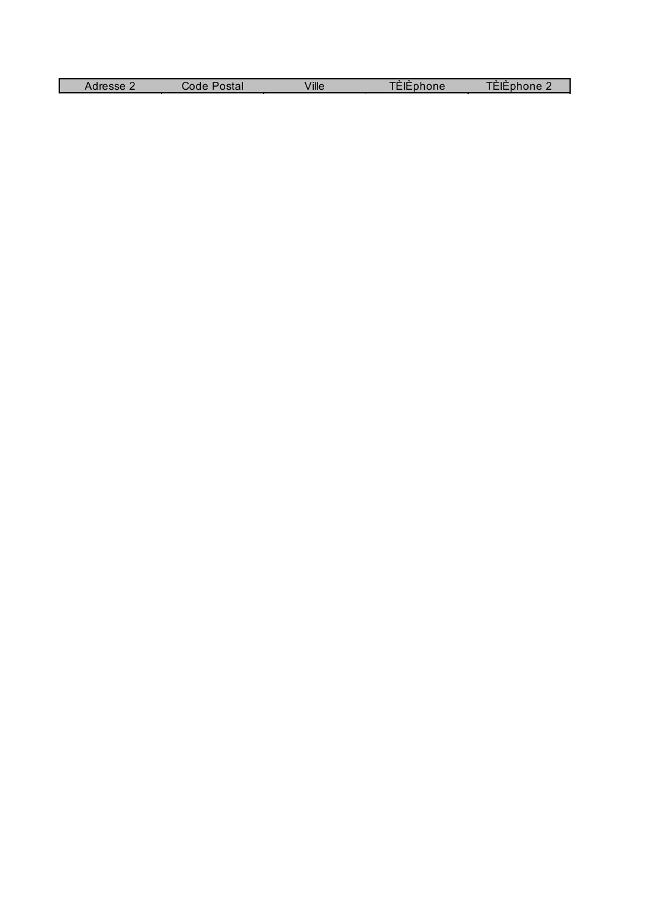| Adresse 2 | Code Postal | Ville | TÈlÈphone | TÈlÈphone 2 |
| --- | --- | --- | --- | --- |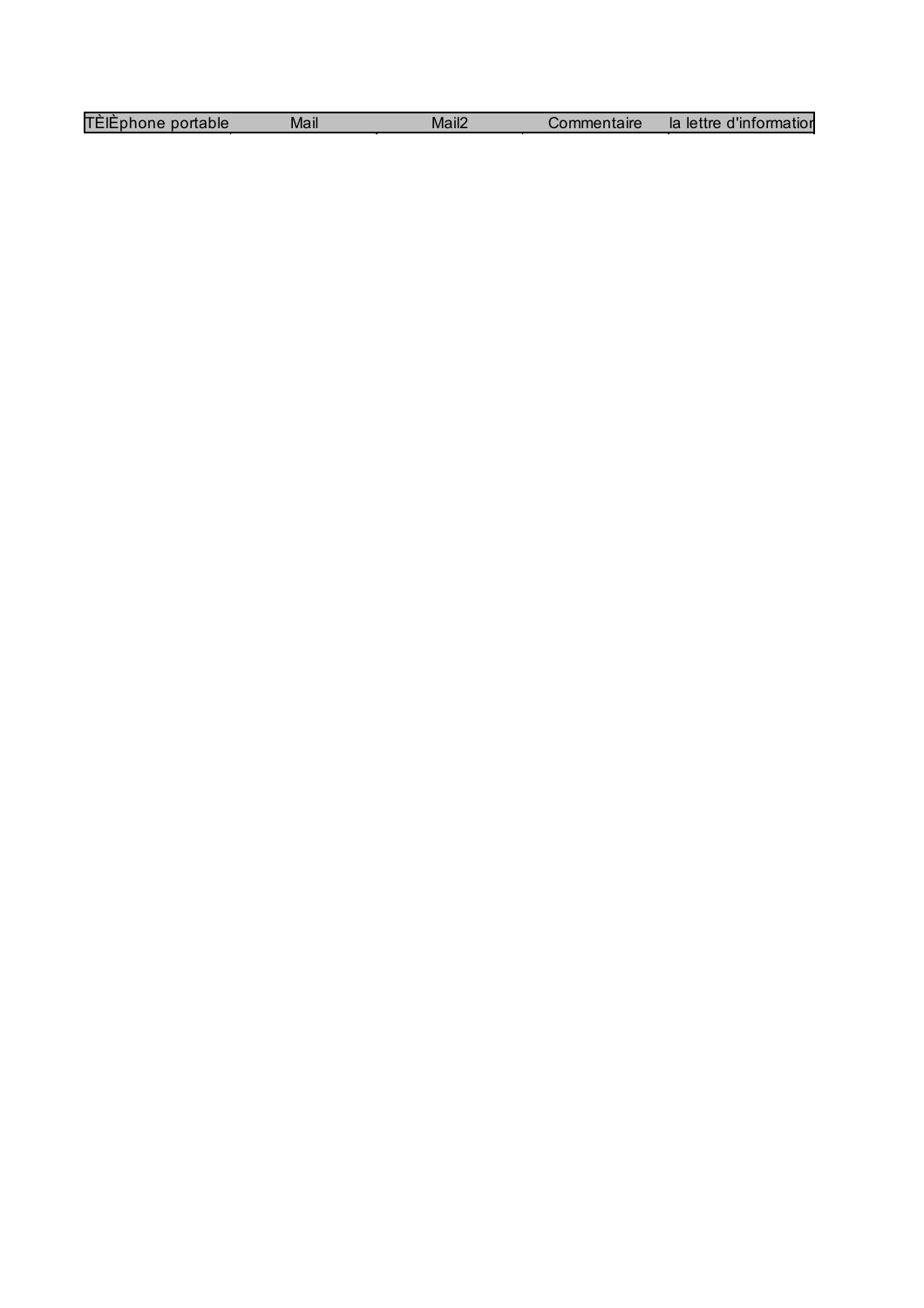| TÈlÈphone portable | Mail | Mail2 | Commentaire | la lettre d'information |
|---|---|---|---|---|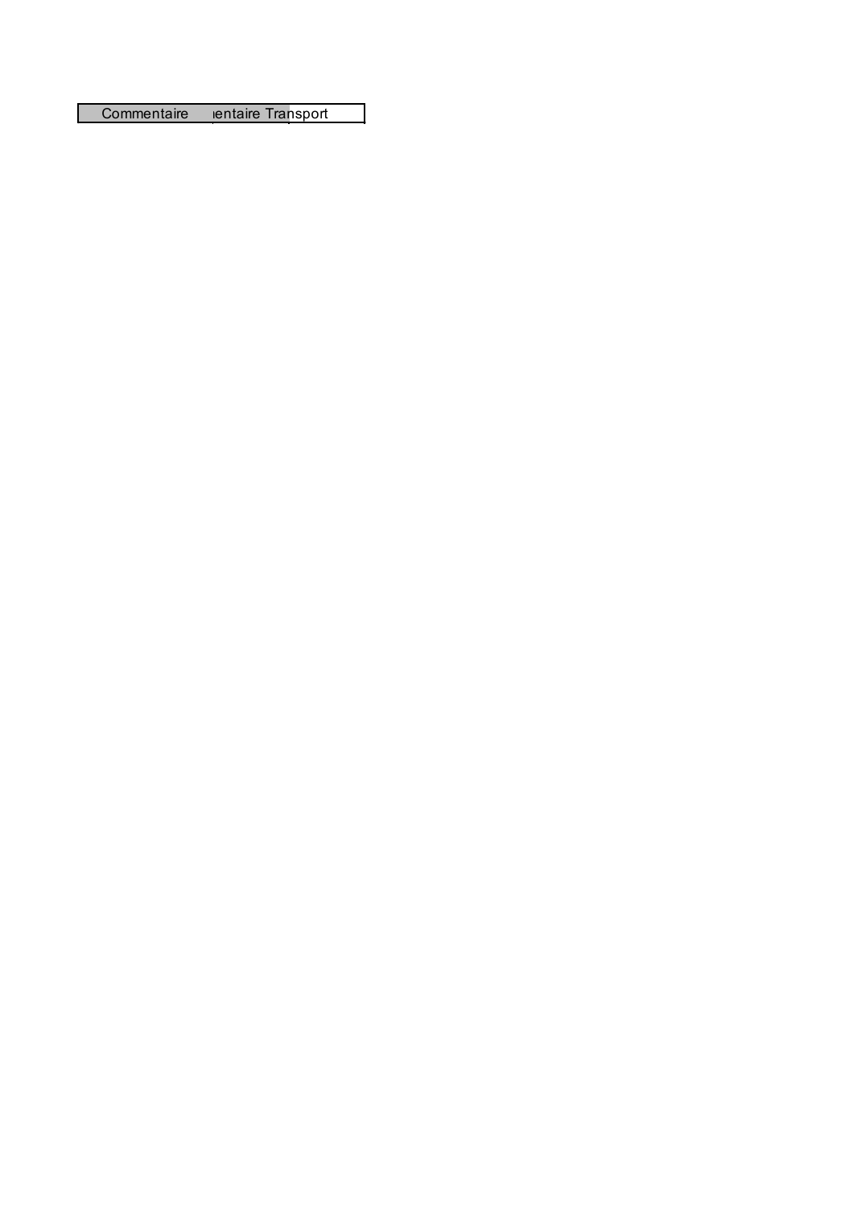| Commentaire | entaire Transport |
| --- | --- |